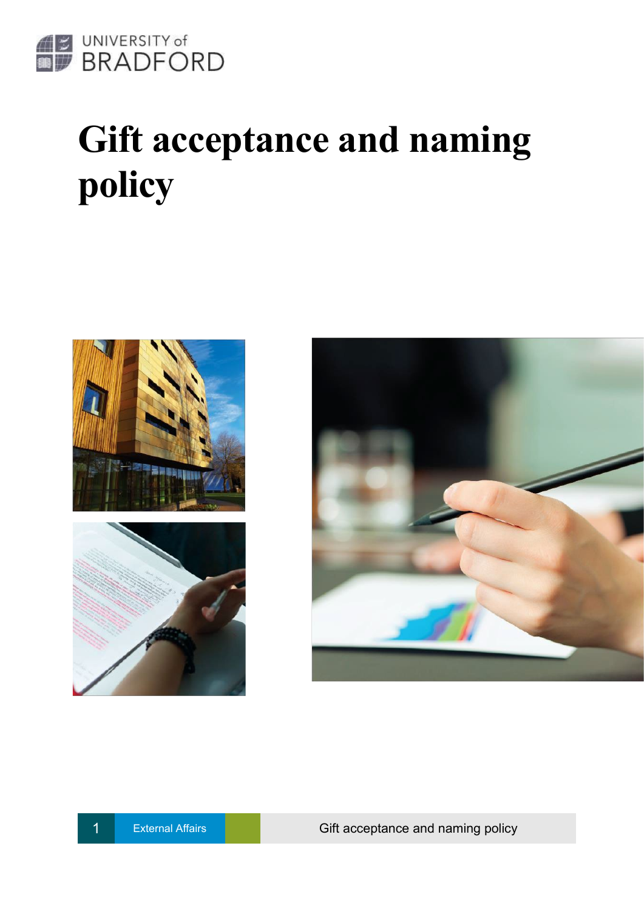UNIVERSITY of BRADFORD

# Gift acceptance and naming policy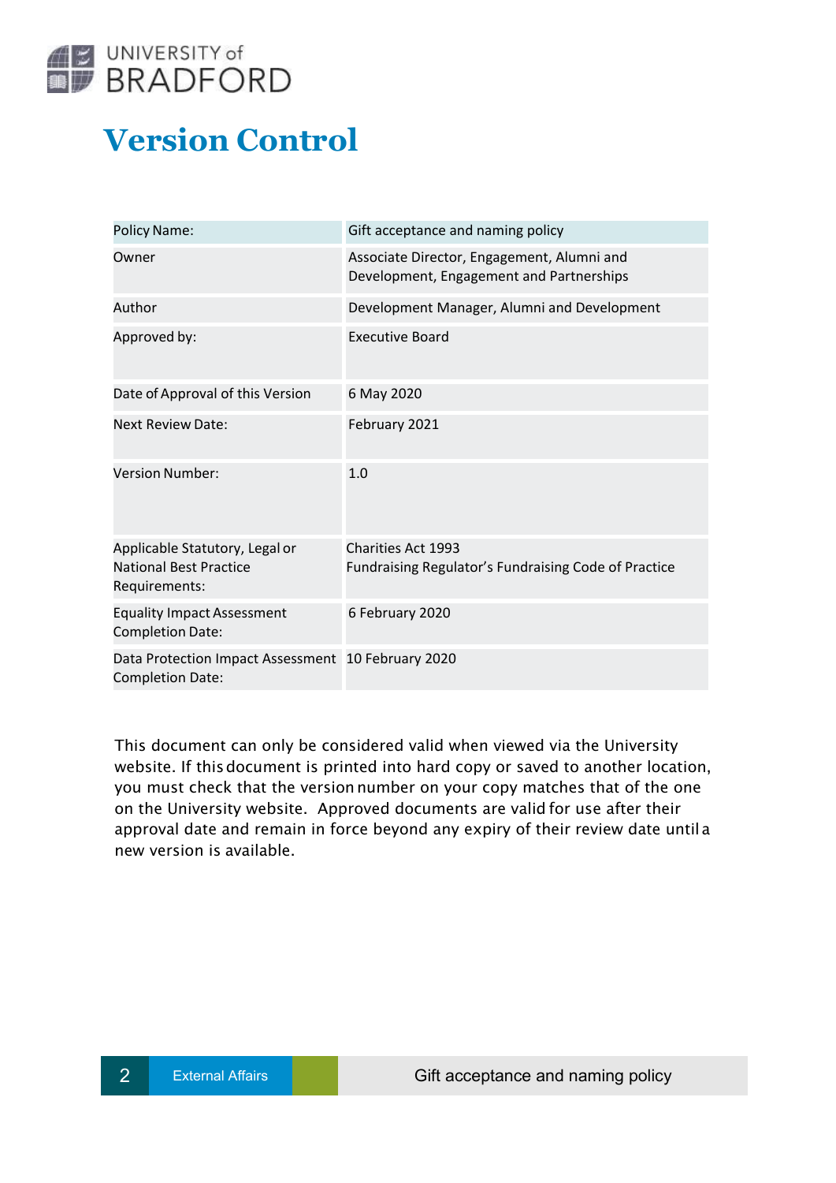# Version Control

| Policy Name: | Gift acceptance and naming policy |
|---|---|
| Owner | Associate Director, Engagement, Alumni and Development, Engagement and Partnerships |
| Author | Development Manager, Alumni and Development |
| Approved by: | Executive Board |
| Date of Approval of this Version | 6 May 2020 |
| Next Review Date: | February 2021 |
| Version Number: | 1.0 |
| Applicable Statutory, Legal or National Best Practice Requirements: | Charities Act 1993<br>Fundraising Regulator's Fundraising Code of Practice |
| Equality Impact Assessment Completion Date: | 6 February 2020 |
| Data Protection Impact Assessment Completion Date: | 10 February 2020 |

This document can only be considered valid when viewed via the University website. If this document is printed into hard copy or saved to another location, you must check that the version number on your copy matches that of the one on the University website. Approved documents are valid for use after their approval date and remain in force beyond any expiry of their review date until a new version is available.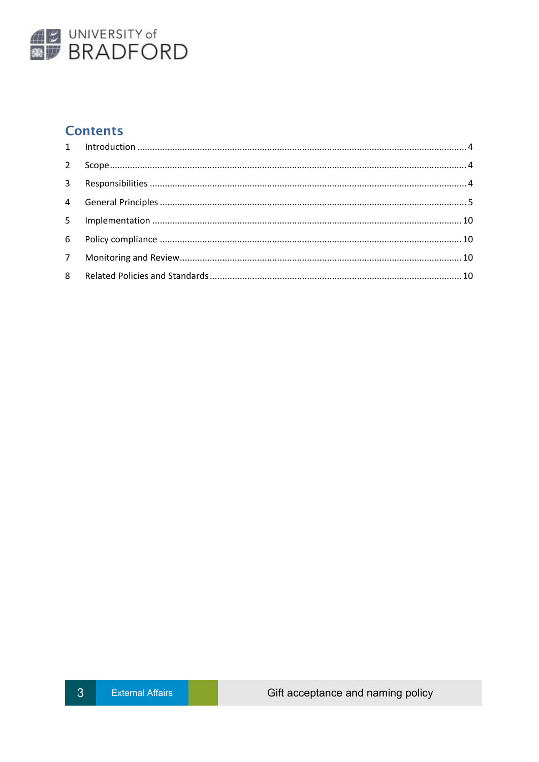## Contents

| | | |
|---|---|---|
| 1 | Introduction | 4 |
| 2 | Scope | 4 |
| 3 | Responsibilities | 4 |
| 4 | General Principles | 5 |
| 5 | Implementation | 10 |
| 6 | Policy compliance | 10 |
| 7 | Monitoring and Review | 10 |
| 8 | Related Policies and Standards | 10 |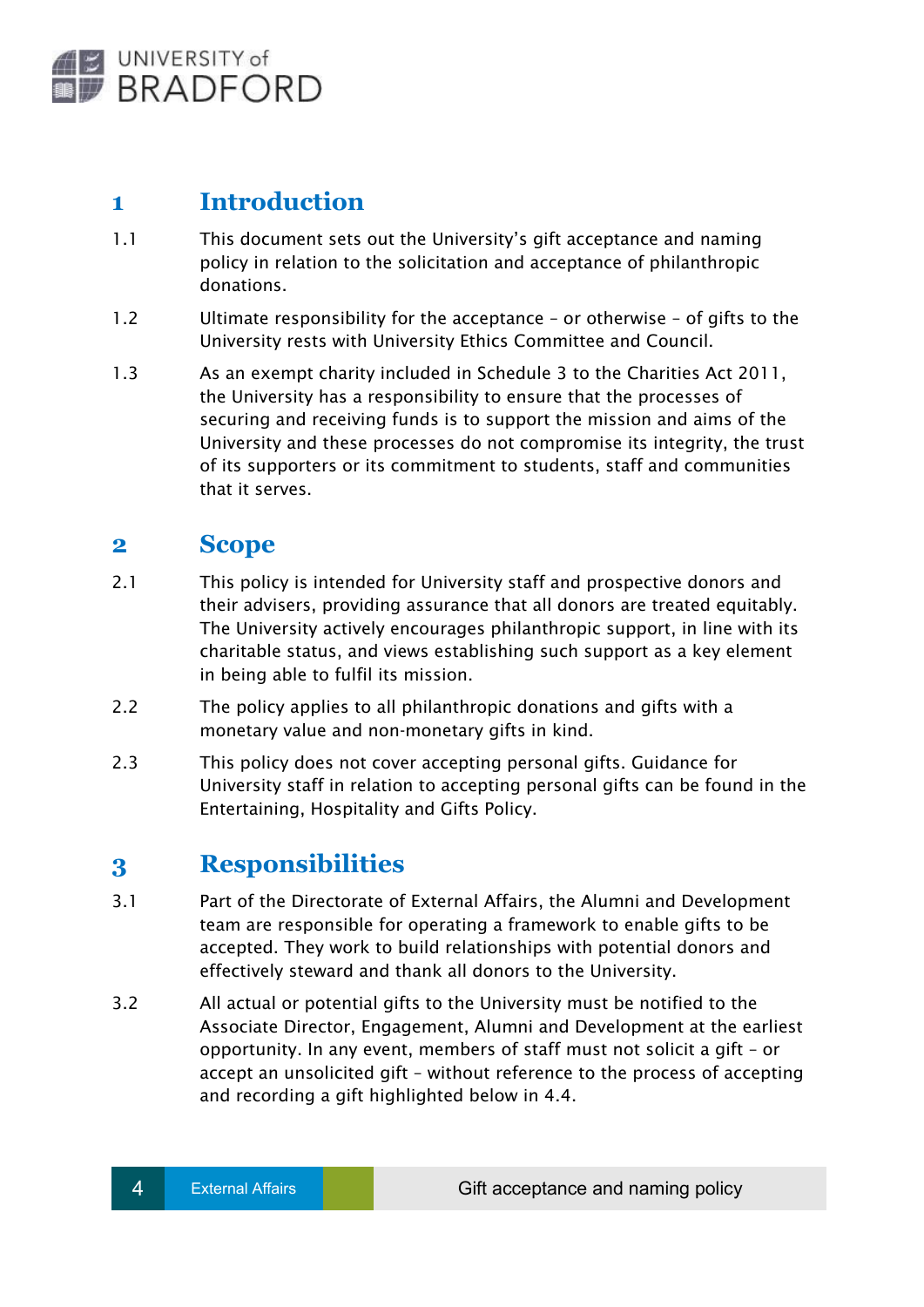## 1 Introduction

1.1 This document sets out the University's gift acceptance and naming policy in relation to the solicitation and acceptance of philanthropic donations.

1.2 Ultimate responsibility for the acceptance – or otherwise – of gifts to the University rests with University Ethics Committee and Council.

1.3 As an exempt charity included in Schedule 3 to the Charities Act 2011, the University has a responsibility to ensure that the processes of securing and receiving funds is to support the mission and aims of the University and these processes do not compromise its integrity, the trust of its supporters or its commitment to students, staff and communities that it serves.

## 2 Scope

2.1 This policy is intended for University staff and prospective donors and their advisers, providing assurance that all donors are treated equitably. The University actively encourages philanthropic support, in line with its charitable status, and views establishing such support as a key element in being able to fulfil its mission.

2.2 The policy applies to all philanthropic donations and gifts with a monetary value and non-monetary gifts in kind.

2.3 This policy does not cover accepting personal gifts. Guidance for University staff in relation to accepting personal gifts can be found in the Entertaining, Hospitality and Gifts Policy.

## 3 Responsibilities

3.1 Part of the Directorate of External Affairs, the Alumni and Development team are responsible for operating a framework to enable gifts to be accepted. They work to build relationships with potential donors and effectively steward and thank all donors to the University.

3.2 All actual or potential gifts to the University must be notified to the Associate Director, Engagement, Alumni and Development at the earliest opportunity. In any event, members of staff must not solicit a gift – or accept an unsolicited gift – without reference to the process of accepting and recording a gift highlighted below in 4.4.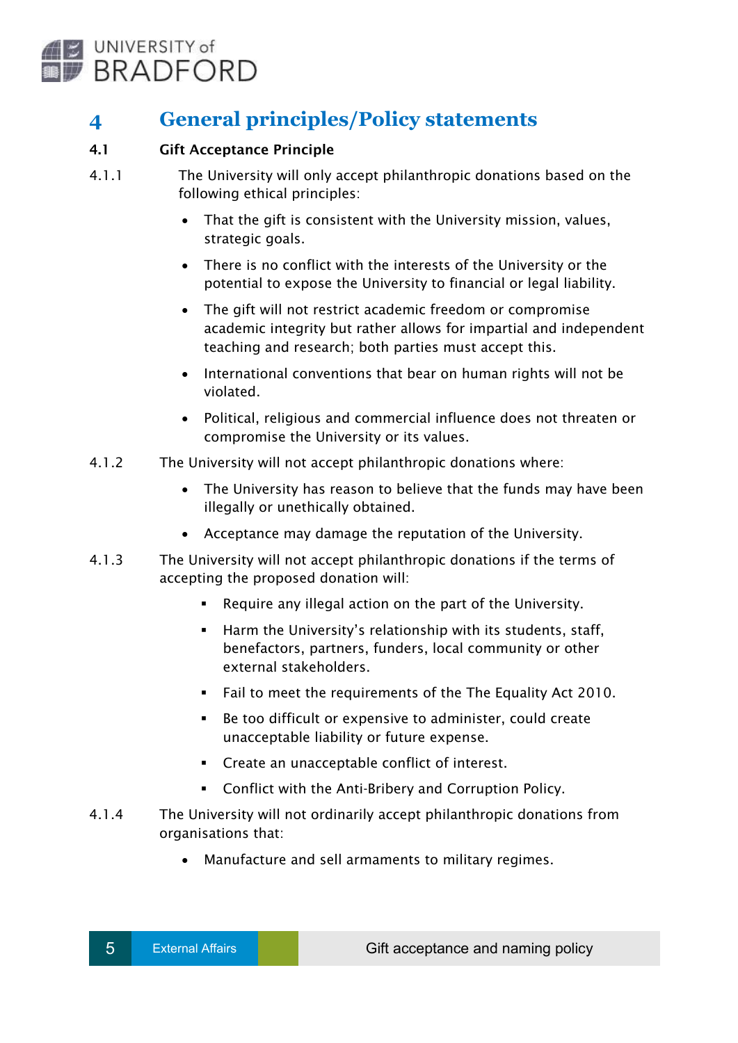# 4 General principles/Policy statements

## 4.1 Gift Acceptance Principle

4.1.1 The University will only accept philanthropic donations based on the following ethical principles:

- That the gift is consistent with the University mission, values, strategic goals.
- There is no conflict with the interests of the University or the potential to expose the University to financial or legal liability.
- The gift will not restrict academic freedom or compromise academic integrity but rather allows for impartial and independent teaching and research; both parties must accept this.
- International conventions that bear on human rights will not be violated.
- Political, religious and commercial influence does not threaten or compromise the University or its values.

4.1.2 The University will not accept philanthropic donations where:

- The University has reason to believe that the funds may have been illegally or unethically obtained.
- Acceptance may damage the reputation of the University.

4.1.3 The University will not accept philanthropic donations if the terms of accepting the proposed donation will:

- Require any illegal action on the part of the University.
- Harm the University's relationship with its students, staff, benefactors, partners, funders, local community or other external stakeholders.
- Fail to meet the requirements of the The Equality Act 2010.
- Be too difficult or expensive to administer, could create unacceptable liability or future expense.
- Create an unacceptable conflict of interest.
- Conflict with the Anti-Bribery and Corruption Policy.

4.1.4 The University will not ordinarily accept philanthropic donations from organisations that:

- Manufacture and sell armaments to military regimes.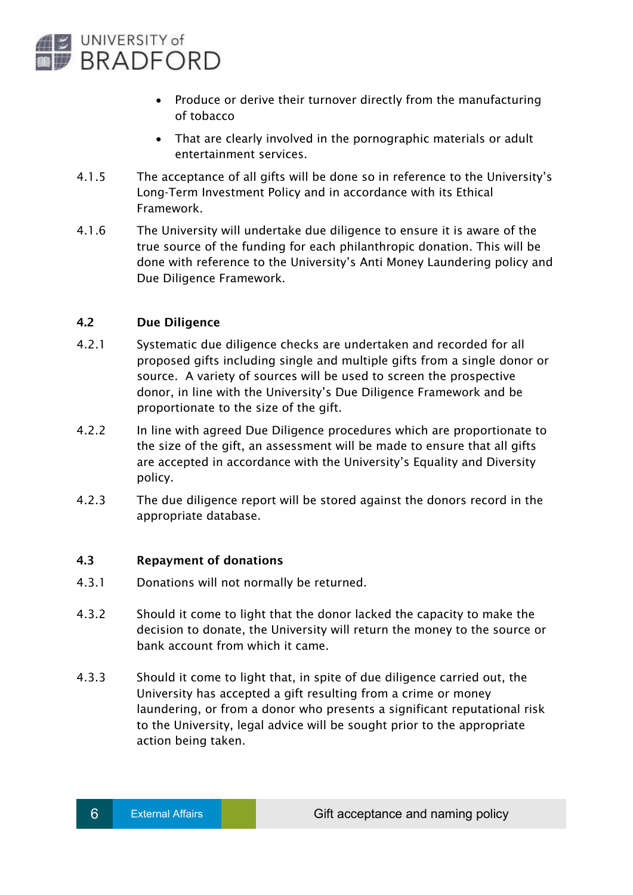- Produce or derive their turnover directly from the manufacturing of tobacco
- That are clearly involved in the pornographic materials or adult entertainment services.

4.1.5 The acceptance of all gifts will be done so in reference to the University's Long-Term Investment Policy and in accordance with its Ethical Framework.

4.1.6 The University will undertake due diligence to ensure it is aware of the true source of the funding for each philanthropic donation. This will be done with reference to the University's Anti Money Laundering policy and Due Diligence Framework.

### 4.2 Due Diligence

4.2.1 Systematic due diligence checks are undertaken and recorded for all proposed gifts including single and multiple gifts from a single donor or source. A variety of sources will be used to screen the prospective donor, in line with the University's Due Diligence Framework and be proportionate to the size of the gift.

4.2.2 In line with agreed Due Diligence procedures which are proportionate to the size of the gift, an assessment will be made to ensure that all gifts are accepted in accordance with the University's Equality and Diversity policy.

4.2.3 The due diligence report will be stored against the donors record in the appropriate database.

### 4.3 Repayment of donations

4.3.1 Donations will not normally be returned.

4.3.2 Should it come to light that the donor lacked the capacity to make the decision to donate, the University will return the money to the source or bank account from which it came.

4.3.3 Should it come to light that, in spite of due diligence carried out, the University has accepted a gift resulting from a crime or money laundering, or from a donor who presents a significant reputational risk to the University, legal advice will be sought prior to the appropriate action being taken.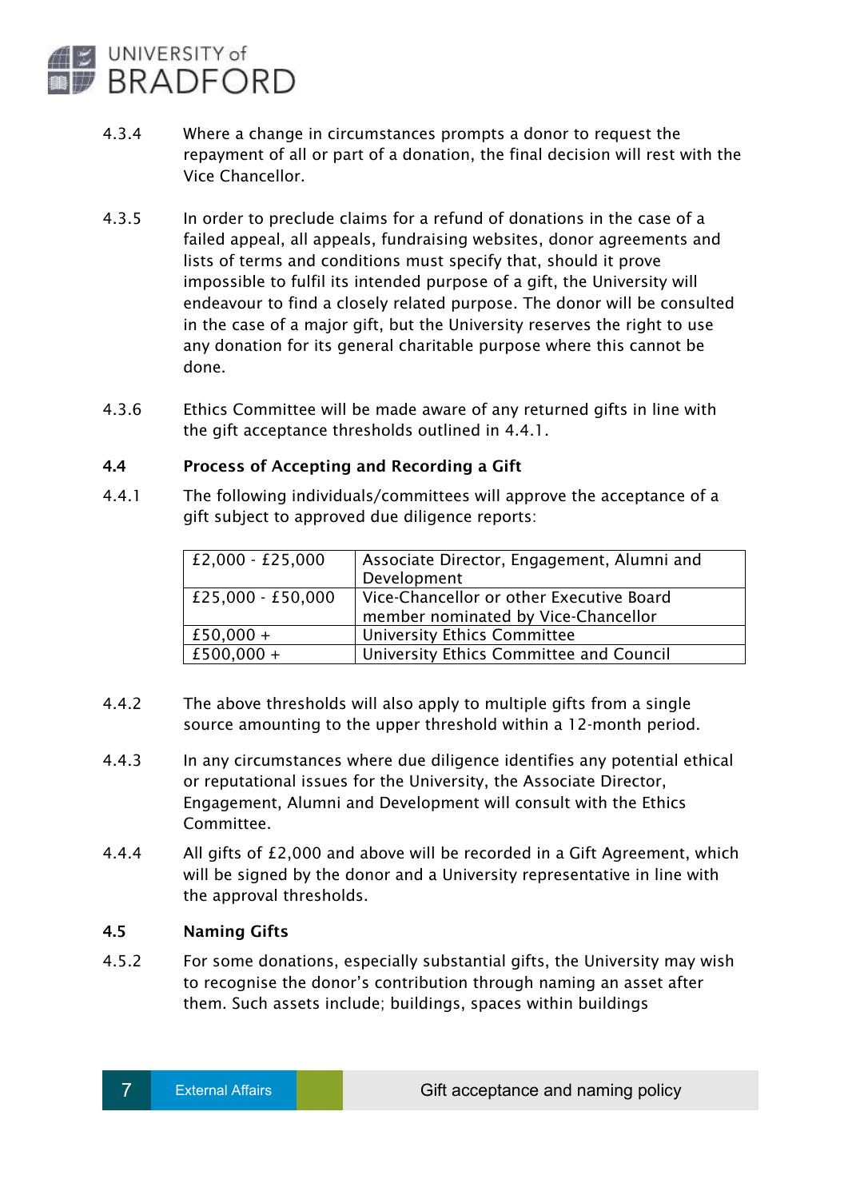4.3.4 Where a change in circumstances prompts a donor to request the repayment of all or part of a donation, the final decision will rest with the Vice Chancellor.

4.3.5 In order to preclude claims for a refund of donations in the case of a failed appeal, all appeals, fundraising websites, donor agreements and lists of terms and conditions must specify that, should it prove impossible to fulfil its intended purpose of a gift, the University will endeavour to find a closely related purpose. The donor will be consulted in the case of a major gift, but the University reserves the right to use any donation for its general charitable purpose where this cannot be done.

4.3.6 Ethics Committee will be made aware of any returned gifts in line with the gift acceptance thresholds outlined in 4.4.1.

### 4.4 Process of Accepting and Recording a Gift

4.4.1 The following individuals/committees will approve the acceptance of a gift subject to approved due diligence reports:

| | |
|---|---|
| £2,000 - £25,000 | Associate Director, Engagement, Alumni and Development |
| £25,000 - £50,000 | Vice-Chancellor or other Executive Board member nominated by Vice-Chancellor |
| £50,000 + | University Ethics Committee |
| £500,000 + | University Ethics Committee and Council |

4.4.2 The above thresholds will also apply to multiple gifts from a single source amounting to the upper threshold within a 12-month period.

4.4.3 In any circumstances where due diligence identifies any potential ethical or reputational issues for the University, the Associate Director, Engagement, Alumni and Development will consult with the Ethics Committee.

4.4.4 All gifts of £2,000 and above will be recorded in a Gift Agreement, which will be signed by the donor and a University representative in line with the approval thresholds.

### 4.5 Naming Gifts

4.5.2 For some donations, especially substantial gifts, the University may wish to recognise the donor's contribution through naming an asset after them. Such assets include; buildings, spaces within buildings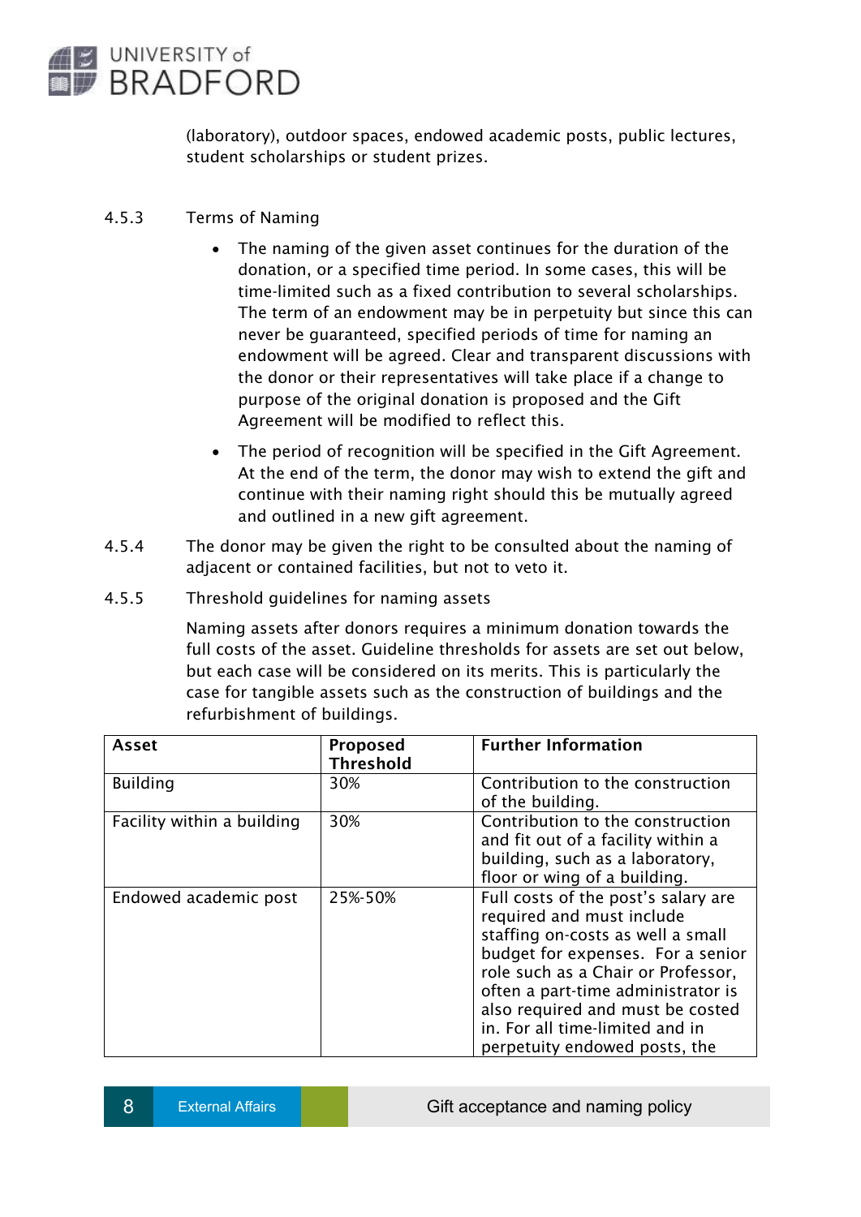(laboratory), outdoor spaces, endowed academic posts, public lectures, student scholarships or student prizes.

4.5.3 Terms of Naming

- The naming of the given asset continues for the duration of the donation, or a specified time period. In some cases, this will be time-limited such as a fixed contribution to several scholarships. The term of an endowment may be in perpetuity but since this can never be guaranteed, specified periods of time for naming an endowment will be agreed. Clear and transparent discussions with the donor or their representatives will take place if a change to purpose of the original donation is proposed and the Gift Agreement will be modified to reflect this.
- The period of recognition will be specified in the Gift Agreement. At the end of the term, the donor may wish to extend the gift and continue with their naming right should this be mutually agreed and outlined in a new gift agreement.

4.5.4 The donor may be given the right to be consulted about the naming of adjacent or contained facilities, but not to veto it.

4.5.5 Threshold guidelines for naming assets

Naming assets after donors requires a minimum donation towards the full costs of the asset. Guideline thresholds for assets are set out below, but each case will be considered on its merits. This is particularly the case for tangible assets such as the construction of buildings and the refurbishment of buildings.

| Asset | Proposed Threshold | Further Information |
|---|---|---|
| Building | 30% | Contribution to the construction of the building. |
| Facility within a building | 30% | Contribution to the construction and fit out of a facility within a building, such as a laboratory, floor or wing of a building. |
| Endowed academic post | 25%-50% | Full costs of the post's salary are required and must include staffing on-costs as well a small budget for expenses. For a senior role such as a Chair or Professor, often a part-time administrator is also required and must be costed in. For all time-limited and in perpetuity endowed posts, the |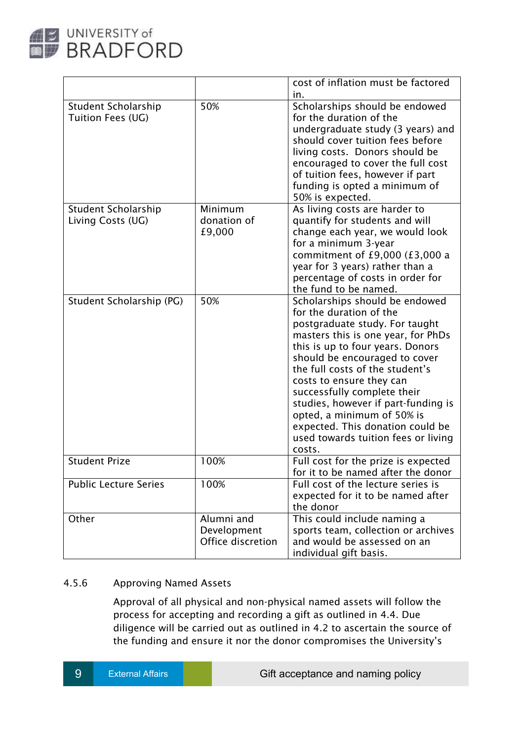| | | |
|---|---|---|
| | | cost of inflation must be factored in. |
| Student Scholarship Tuition Fees (UG) | 50% | Scholarships should be endowed for the duration of the undergraduate study (3 years) and should cover tuition fees before living costs. Donors should be encouraged to cover the full cost of tuition fees, however if part funding is opted a minimum of 50% is expected. |
| Student Scholarship Living Costs (UG) | Minimum donation of £9,000 | As living costs are harder to quantify for students and will change each year, we would look for a minimum 3-year commitment of £9,000 (£3,000 a year for 3 years) rather than a percentage of costs in order for the fund to be named. |
| Student Scholarship (PG) | 50% | Scholarships should be endowed for the duration of the postgraduate study. For taught masters this is one year, for PhDs this is up to four years. Donors should be encouraged to cover the full costs of the student's costs to ensure they can successfully complete their studies, however if part-funding is opted, a minimum of 50% is expected. This donation could be used towards tuition fees or living costs. |
| Student Prize | 100% | Full cost for the prize is expected for it to be named after the donor |
| Public Lecture Series | 100% | Full cost of the lecture series is expected for it to be named after the donor |
| Other | Alumni and Development Office discretion | This could include naming a sports team, collection or archives and would be assessed on an individual gift basis. |

4.5.6 Approving Named Assets

Approval of all physical and non-physical named assets will follow the process for accepting and recording a gift as outlined in 4.4. Due diligence will be carried out as outlined in 4.2 to ascertain the source of the funding and ensure it nor the donor compromises the University's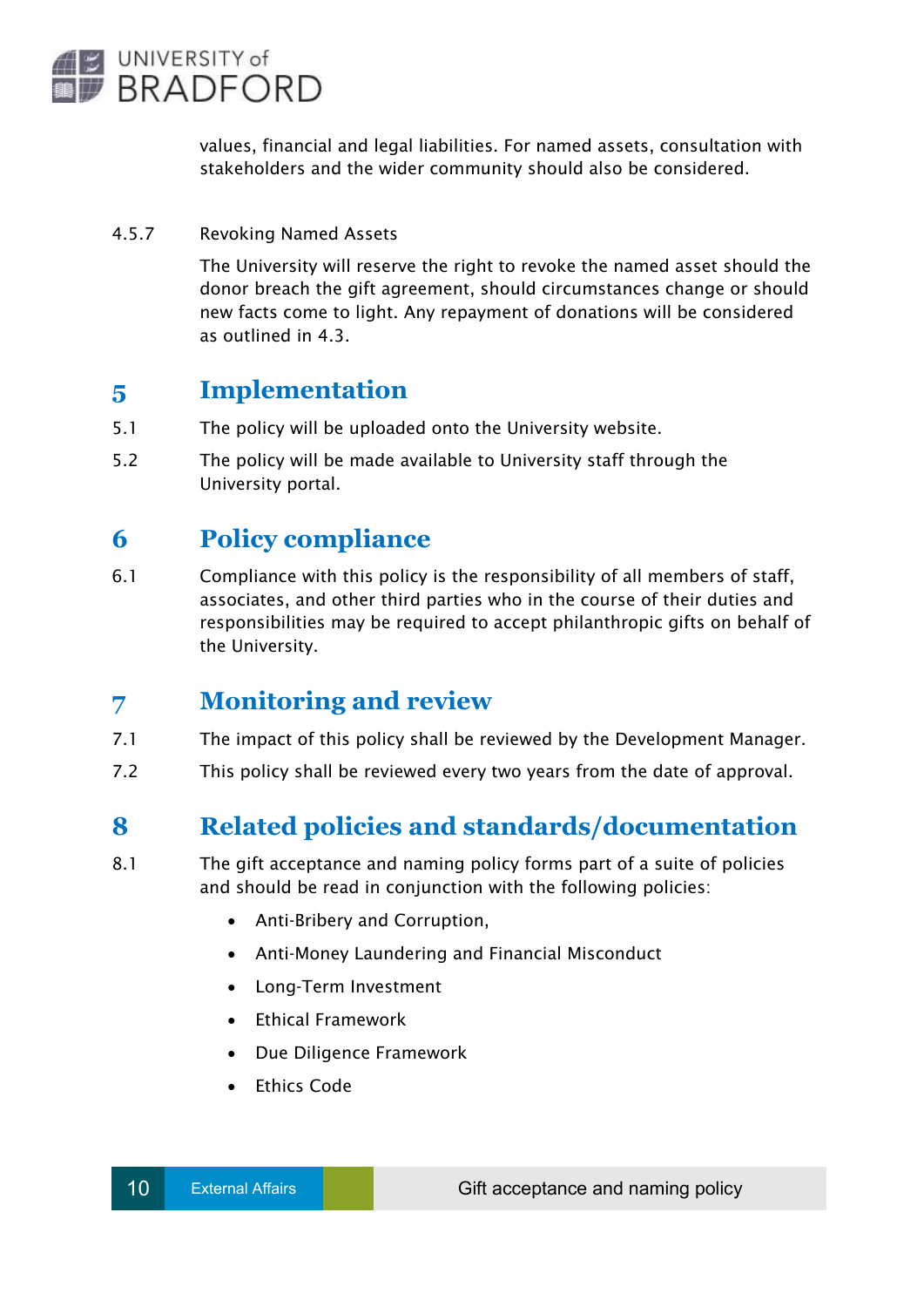values, financial and legal liabilities. For named assets, consultation with stakeholders and the wider community should also be considered.

4.5.7 Revoking Named Assets

The University will reserve the right to revoke the named asset should the donor breach the gift agreement, should circumstances change or should new facts come to light. Any repayment of donations will be considered as outlined in 4.3.

# 5 Implementation

5.1 The policy will be uploaded onto the University website.

5.2 The policy will be made available to University staff through the University portal.

# 6 Policy compliance

6.1 Compliance with this policy is the responsibility of all members of staff, associates, and other third parties who in the course of their duties and responsibilities may be required to accept philanthropic gifts on behalf of the University.

# 7 Monitoring and review

7.1 The impact of this policy shall be reviewed by the Development Manager.

7.2 This policy shall be reviewed every two years from the date of approval.

# 8 Related policies and standards/documentation

8.1 The gift acceptance and naming policy forms part of a suite of policies and should be read in conjunction with the following policies:

- Anti-Bribery and Corruption,
- Anti-Money Laundering and Financial Misconduct
- Long-Term Investment
- Ethical Framework
- Due Diligence Framework
- Ethics Code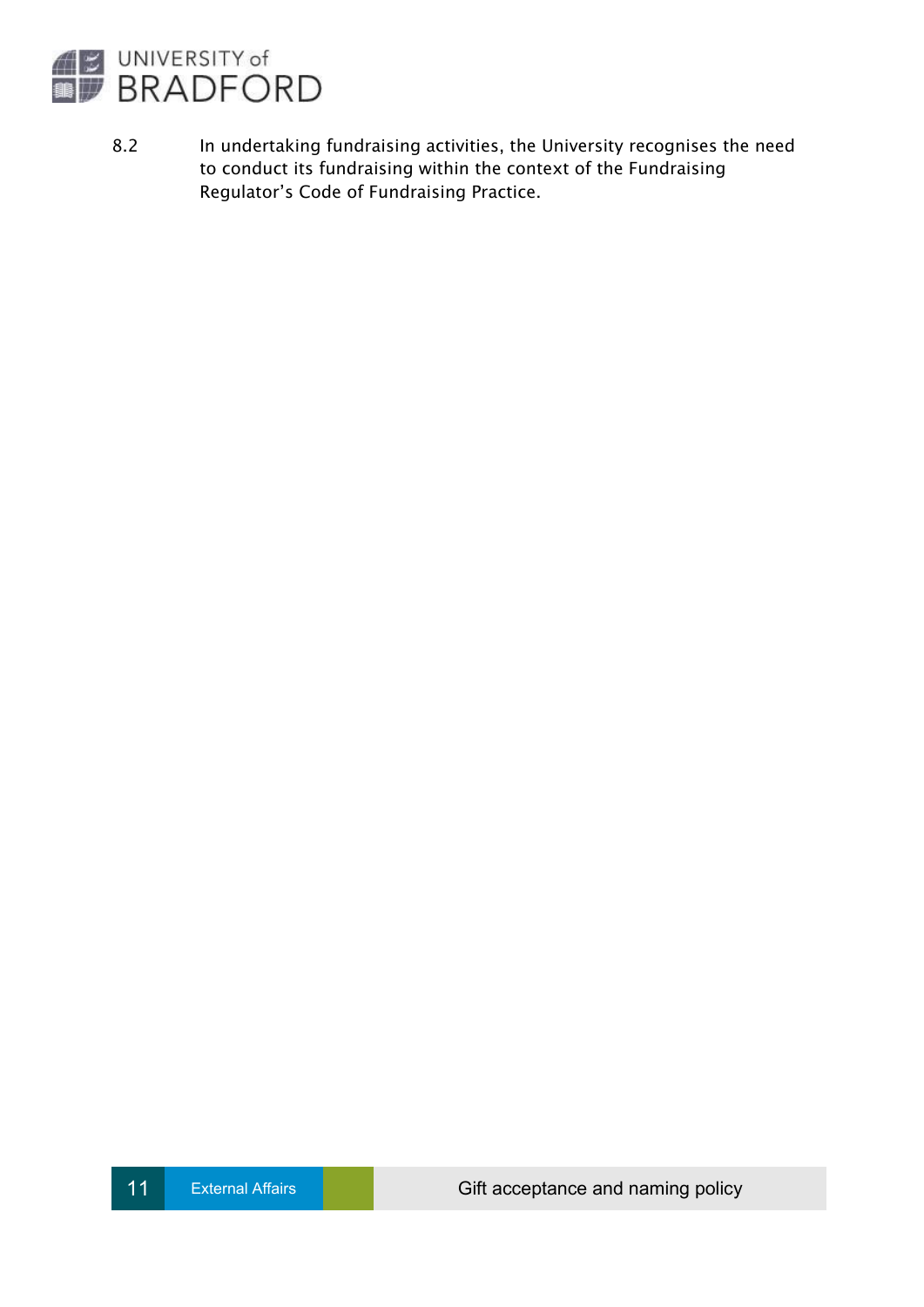8.2 In undertaking fundraising activities, the University recognises the need to conduct its fundraising within the context of the Fundraising Regulator's Code of Fundraising Practice.